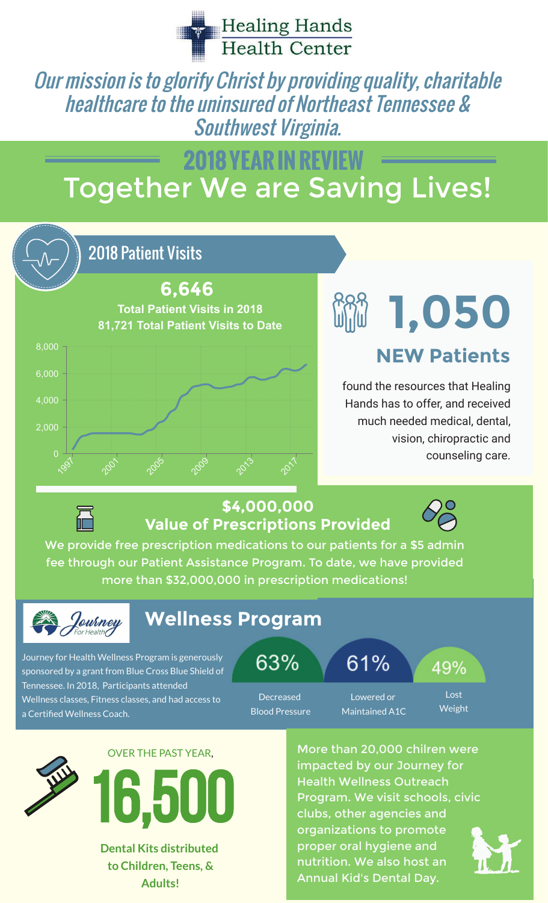# Healing Hands Health Center

*Our mission is to glorify Christ by providing quality, charitable healthcare to the uninsured of Northeast Tennessee & Southwest Virginia.*

## 2018 YEAR IN REVIEW

## Together We are Saving Lives!

### 2018 Patient Visits

**6,646**

**Total Patient Visits in 2018**

**81,721 Total Patient Visits to Date**

## 1,050

### NEW Patients

found the resources that Healing Hands has to offer, and received much needed medical, dental, vision, chiropractic and counseling care.

### $4,000,000 Value of Prescriptions Provided

We provide free prescription medications to our patients for a $5 admin fee through our Patient Assistance Program. To date, we have provided more than $32,000,000 in prescription medications!

### Journey For Health — Wellness Program

Journey for Health Wellness Program is generously sponsored by a grant from Blue Cross Blue Shield of Tennessee. In 2018, Participants attended Wellness classes, Fitness classes, and had access to a Certified Wellness Coach.

| 63% | 61% | 49% |
| --- | --- | --- |
| Decreased Blood Pressure | Lowered or Maintained A1C | Lost Weight |

OVER THE PAST YEAR,

## 16,500

**Dental Kits distributed to Children, Teens, & Adults!**

More than 20,000 chilren were impacted by our Journey for Health Wellness Outreach Program. We visit schools, civic clubs, other agencies and organizations to promote proper oral hygiene and nutrition. We also host an Annual Kid's Dental Day.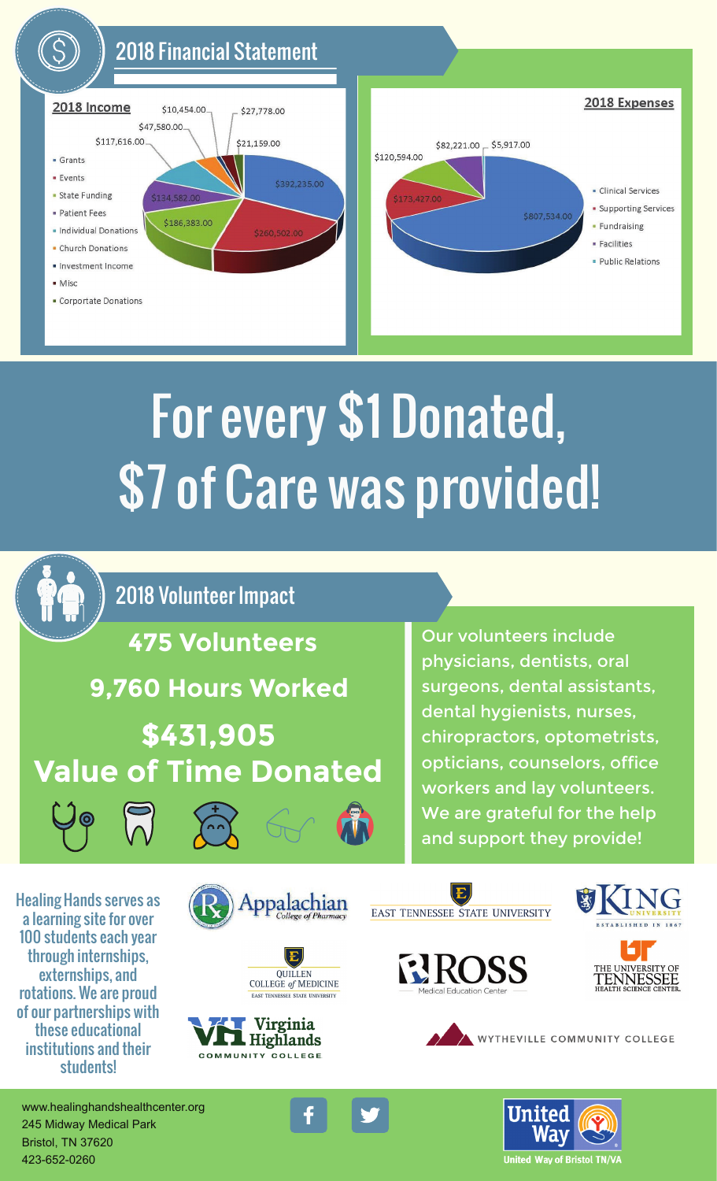## 2018 Financial Statement

**2018 Income**

$10,454.00
$27,778.00
$47,580.00
$117,616.00
$21,159.00
$392,235.00
$134,582.00
$186,383.00
$260,502.00

- Grants
- Events
- State Funding
- Patient Fees
- Individual Donations
- Church Donations
- Investment Income
- Misc
- Corportate Donations

**2018 Expenses**

$82,221.00
$5,917.00
$120,594.00
$173,427.00
$807,534.00

- Clinical Services
- Supporting Services
- Fundraising
- Facilities
- Public Relations

# For every $1 Donated, $7 of Care was provided!

## 2018 Volunteer Impact

**475 Volunteers**

**9,760 Hours Worked**

**$431,905 Value of Time Donated**

Our volunteers include physicians, dentists, oral surgeons, dental assistants, dental hygienists, nurses, chiropractors, optometrists, opticians, counselors, office workers and lay volunteers. We are grateful for the help and support they provide!

Healing Hands serves as a learning site for over 100 students each year through internships, externships, and rotations. We are proud of our partnerships with these educational institutions and their students!

Appalachian College of Pharmacy

East Tennessee State University

King University, Established in 1867

Quillen College of Medicine, East Tennessee State University

Ross Medical Education Center

The University of Tennessee Health Science Center

Virginia Highlands Community College

Wytheville Community College

www.healinghandshealthcenter.org
245 Midway Medical Park
Bristol, TN 37620
423-652-0260

United Way of Bristol TN/VA